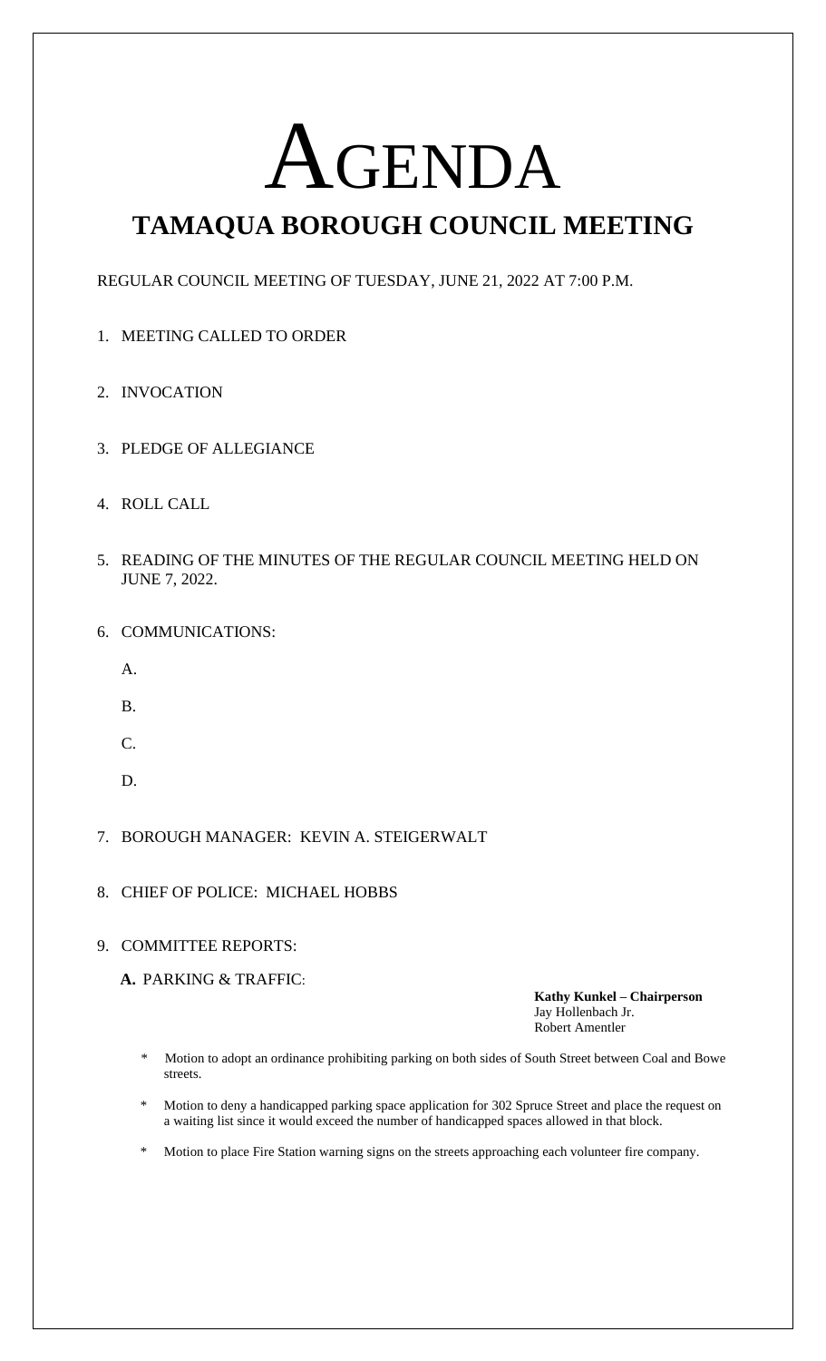# AGENDA

## TAMAQUA BOROUGH COUNCIL MEETING

REGULAR COUNCIL MEETING OF TUESDAY, JUNE 21, 2022 AT 7:00 P.M.

1. MEETING CALLED TO ORDER

2. INVOCATION

3. PLEDGE OF ALLEGIANCE

4. ROLL CALL

5. READING OF THE MINUTES OF THE REGULAR COUNCIL MEETING HELD ON JUNE 7, 2022.

6. COMMUNICATIONS:

   A.

   B.

   C.

   D.

7. BOROUGH MANAGER: KEVIN A. STEIGERWALT

8. CHIEF OF POLICE: MICHAEL HOBBS

9. COMMITTEE REPORTS:

   **A.** PARKING & TRAFFIC:

   **Kathy Kunkel – Chairperson**
   Jay Hollenbach Jr.
   Robert Amentler

   \* Motion to adopt an ordinance prohibiting parking on both sides of South Street between Coal and Bowe streets.

   \* Motion to deny a handicapped parking space application for 302 Spruce Street and place the request on a waiting list since it would exceed the number of handicapped spaces allowed in that block.

   \* Motion to place Fire Station warning signs on the streets approaching each volunteer fire company.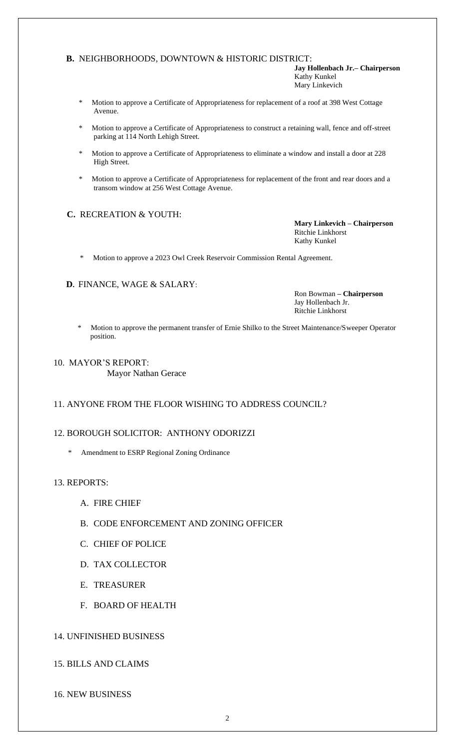**B.** NEIGHBORHOODS, DOWNTOWN & HISTORIC DISTRICT:

**Jay Hollenbach Jr.– Chairperson**
Kathy Kunkel
Mary Linkevich

* Motion to approve a Certificate of Appropriateness for replacement of a roof at 398 West Cottage Avenue.

* Motion to approve a Certificate of Appropriateness to construct a retaining wall, fence and off-street parking at 114 North Lehigh Street.

* Motion to approve a Certificate of Appropriateness to eliminate a window and install a door at 228 High Street.

* Motion to approve a Certificate of Appropriateness for replacement of the front and rear doors and a transom window at 256 West Cottage Avenue.

**C.** RECREATION & YOUTH:

**Mary Linkevich – Chairperson**
Ritchie Linkhorst
Kathy Kunkel

* Motion to approve a 2023 Owl Creek Reservoir Commission Rental Agreement.

**D**. FINANCE, WAGE & SALARY:

Ron Bowman **– Chairperson**
Jay Hollenbach Jr.
Ritchie Linkhorst

* Motion to approve the permanent transfer of Ernie Shilko to the Street Maintenance/Sweeper Operator position.

10. MAYOR'S REPORT:
Mayor Nathan Gerace

11. ANYONE FROM THE FLOOR WISHING TO ADDRESS COUNCIL?

12. BOROUGH SOLICITOR: ANTHONY ODORIZZI

* Amendment to ESRP Regional Zoning Ordinance

13. REPORTS:

A. FIRE CHIEF

B. CODE ENFORCEMENT AND ZONING OFFICER

C. CHIEF OF POLICE

D. TAX COLLECTOR

E. TREASURER

F. BOARD OF HEALTH

14. UNFINISHED BUSINESS

15. BILLS AND CLAIMS

16. NEW BUSINESS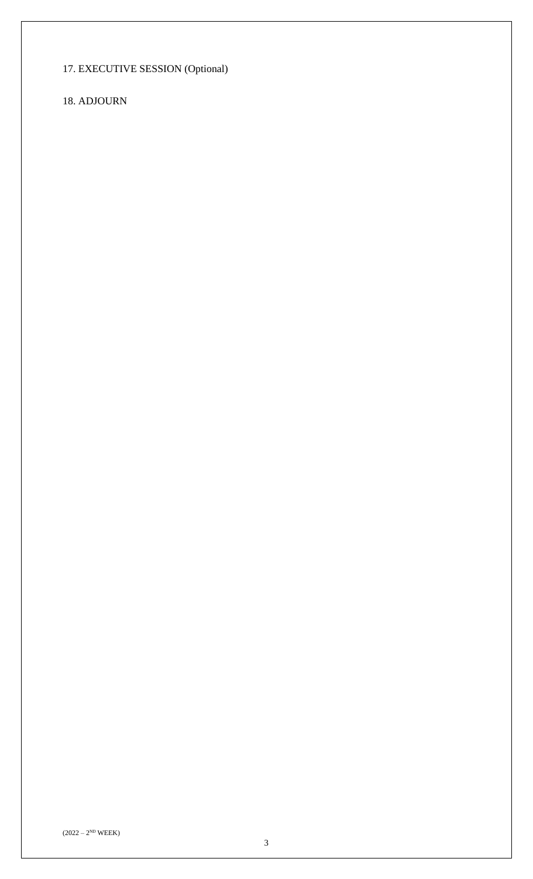17. EXECUTIVE SESSION (Optional)

18. ADJOURN